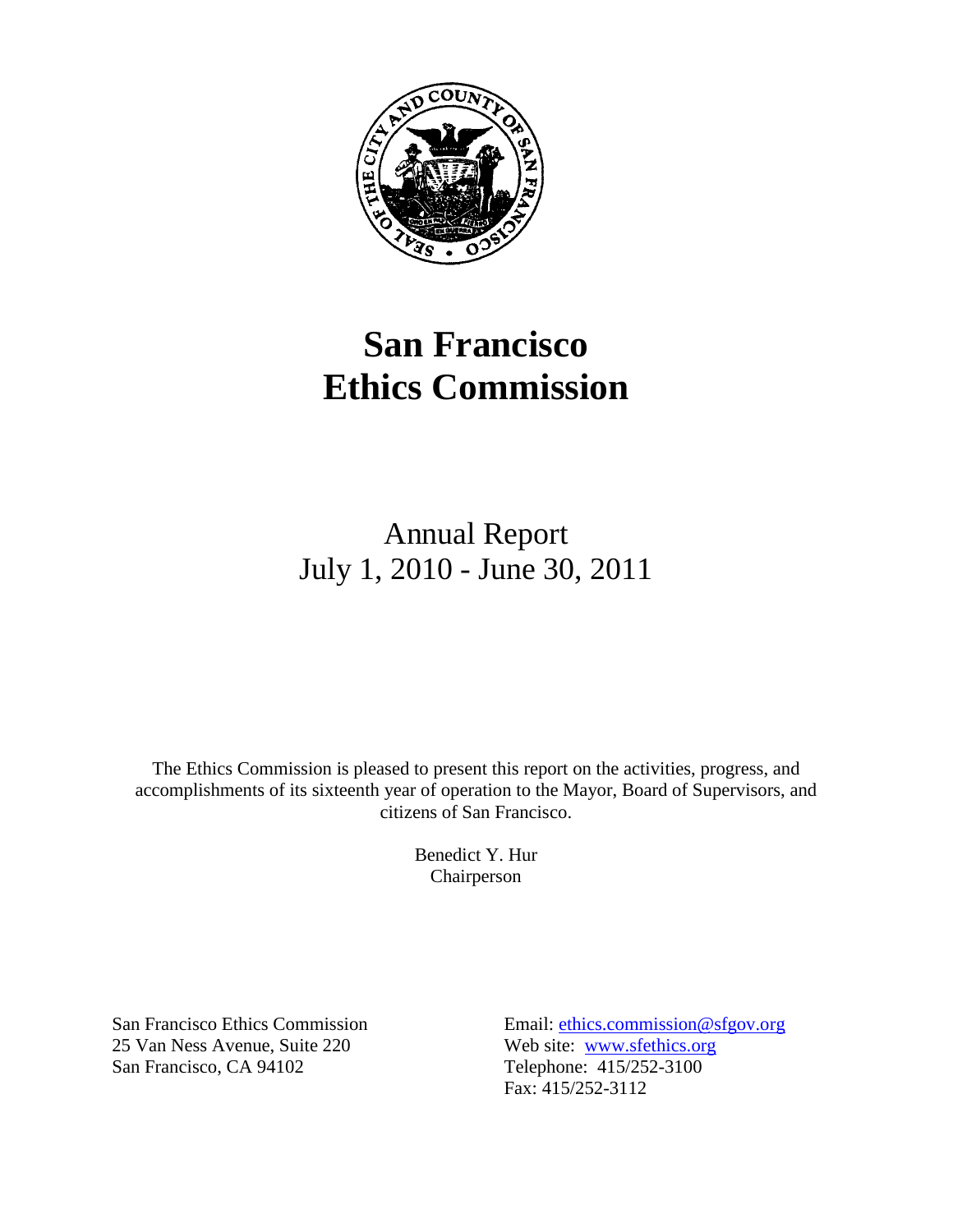# San Francisco Ethics Commission

Annual Report
July 1, 2010 - June 30, 2011

The Ethics Commission is pleased to present this report on the activities, progress, and accomplishments of its sixteenth year of operation to the Mayor, Board of Supervisors, and citizens of San Francisco.

Benedict Y. Hur
Chairperson

San Francisco Ethics Commission
25 Van Ness Avenue, Suite 220
San Francisco, CA 94102

Email: ethics.commission@sfgov.org
Web site: www.sfethics.org
Telephone: 415/252-3100
Fax: 415/252-3112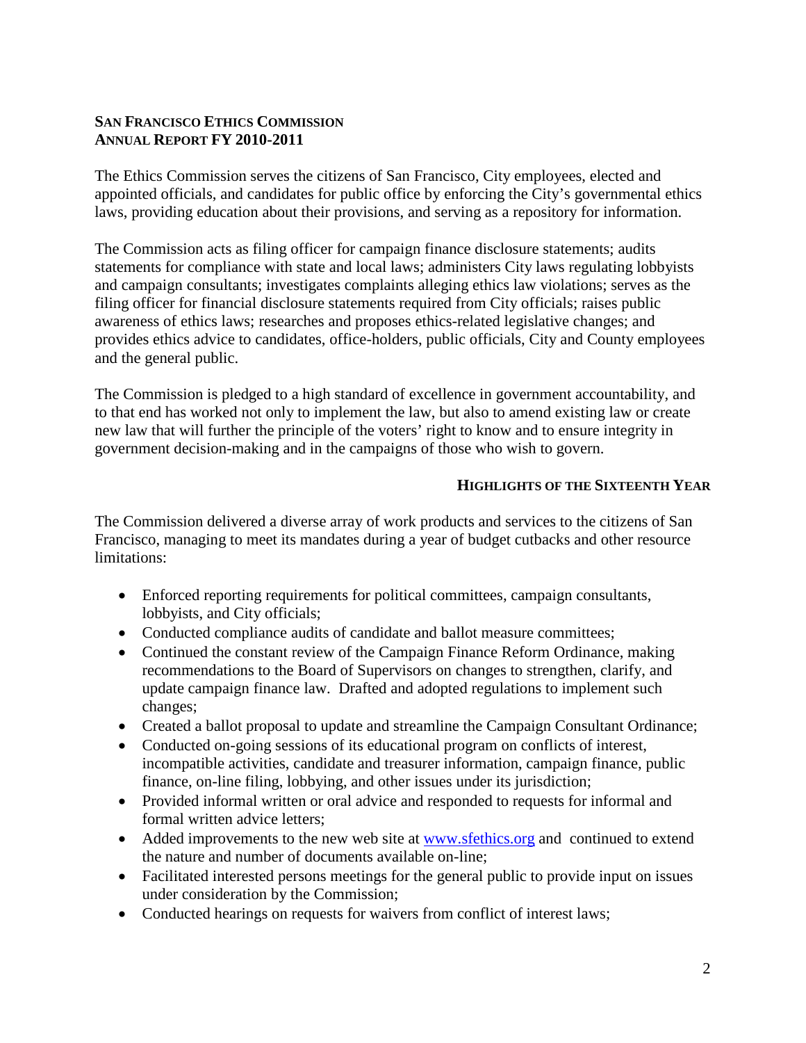**SAN FRANCISCO ETHICS COMMISSION**
**ANNUAL REPORT FY 2010-2011**

The Ethics Commission serves the citizens of San Francisco, City employees, elected and appointed officials, and candidates for public office by enforcing the City's governmental ethics laws, providing education about their provisions, and serving as a repository for information.

The Commission acts as filing officer for campaign finance disclosure statements; audits statements for compliance with state and local laws; administers City laws regulating lobbyists and campaign consultants; investigates complaints alleging ethics law violations; serves as the filing officer for financial disclosure statements required from City officials; raises public awareness of ethics laws; researches and proposes ethics-related legislative changes; and provides ethics advice to candidates, office-holders, public officials, City and County employees and the general public.

The Commission is pledged to a high standard of excellence in government accountability, and to that end has worked not only to implement the law, but also to amend existing law or create new law that will further the principle of the voters' right to know and to ensure integrity in government decision-making and in the campaigns of those who wish to govern.

## HIGHLIGHTS OF THE SIXTEENTH YEAR

The Commission delivered a diverse array of work products and services to the citizens of San Francisco, managing to meet its mandates during a year of budget cutbacks and other resource limitations:

- Enforced reporting requirements for political committees, campaign consultants, lobbyists, and City officials;
- Conducted compliance audits of candidate and ballot measure committees;
- Continued the constant review of the Campaign Finance Reform Ordinance, making recommendations to the Board of Supervisors on changes to strengthen, clarify, and update campaign finance law. Drafted and adopted regulations to implement such changes;
- Created a ballot proposal to update and streamline the Campaign Consultant Ordinance;
- Conducted on-going sessions of its educational program on conflicts of interest, incompatible activities, candidate and treasurer information, campaign finance, public finance, on-line filing, lobbying, and other issues under its jurisdiction;
- Provided informal written or oral advice and responded to requests for informal and formal written advice letters;
- Added improvements to the new web site at www.sfethics.org and continued to extend the nature and number of documents available on-line;
- Facilitated interested persons meetings for the general public to provide input on issues under consideration by the Commission;
- Conducted hearings on requests for waivers from conflict of interest laws;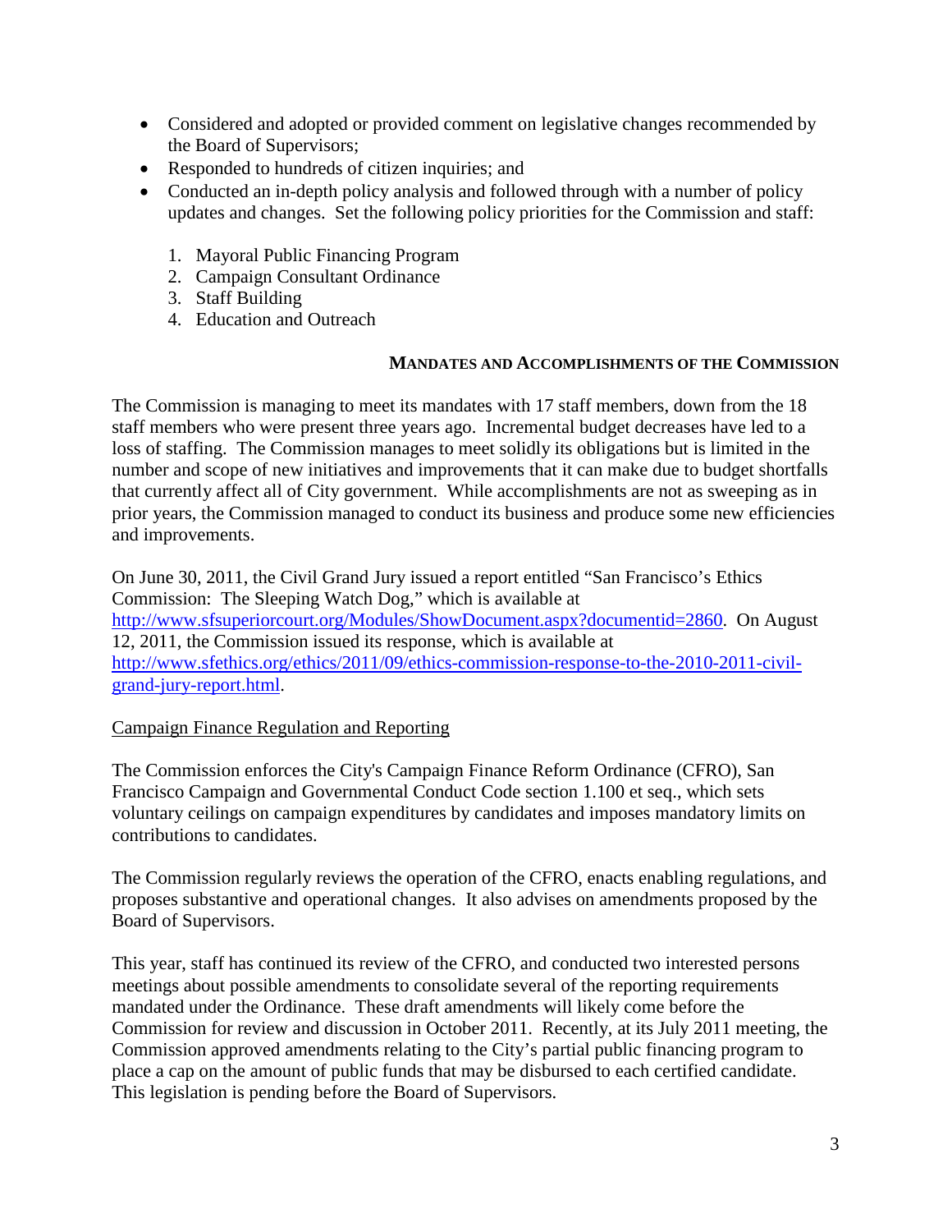- Considered and adopted or provided comment on legislative changes recommended by the Board of Supervisors;
- Responded to hundreds of citizen inquiries; and
- Conducted an in-depth policy analysis and followed through with a number of policy updates and changes. Set the following policy priorities for the Commission and staff:

    1. Mayoral Public Financing Program
    2. Campaign Consultant Ordinance
    3. Staff Building
    4. Education and Outreach

## MANDATES AND ACCOMPLISHMENTS OF THE COMMISSION

The Commission is managing to meet its mandates with 17 staff members, down from the 18 staff members who were present three years ago. Incremental budget decreases have led to a loss of staffing. The Commission manages to meet solidly its obligations but is limited in the number and scope of new initiatives and improvements that it can make due to budget shortfalls that currently affect all of City government. While accomplishments are not as sweeping as in prior years, the Commission managed to conduct its business and produce some new efficiencies and improvements.

On June 30, 2011, the Civil Grand Jury issued a report entitled "San Francisco's Ethics Commission: The Sleeping Watch Dog," which is available at http://www.sfsuperiorcourt.org/Modules/ShowDocument.aspx?documentid=2860. On August 12, 2011, the Commission issued its response, which is available at http://www.sfethics.org/ethics/2011/09/ethics-commission-response-to-the-2010-2011-civil-grand-jury-report.html.

### Campaign Finance Regulation and Reporting

The Commission enforces the City's Campaign Finance Reform Ordinance (CFRO), San Francisco Campaign and Governmental Conduct Code section 1.100 et seq., which sets voluntary ceilings on campaign expenditures by candidates and imposes mandatory limits on contributions to candidates.

The Commission regularly reviews the operation of the CFRO, enacts enabling regulations, and proposes substantive and operational changes. It also advises on amendments proposed by the Board of Supervisors.

This year, staff has continued its review of the CFRO, and conducted two interested persons meetings about possible amendments to consolidate several of the reporting requirements mandated under the Ordinance. These draft amendments will likely come before the Commission for review and discussion in October 2011. Recently, at its July 2011 meeting, the Commission approved amendments relating to the City's partial public financing program to place a cap on the amount of public funds that may be disbursed to each certified candidate. This legislation is pending before the Board of Supervisors.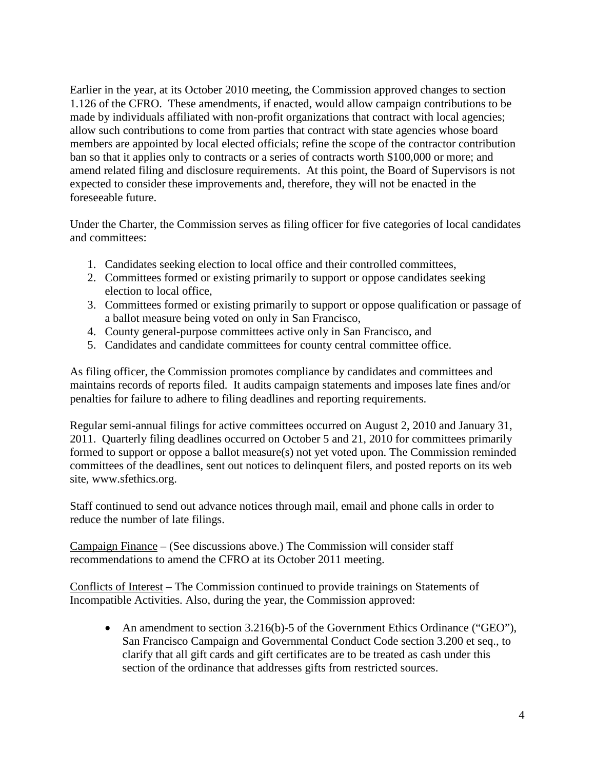Earlier in the year, at its October 2010 meeting, the Commission approved changes to section 1.126 of the CFRO. These amendments, if enacted, would allow campaign contributions to be made by individuals affiliated with non-profit organizations that contract with local agencies; allow such contributions to come from parties that contract with state agencies whose board members are appointed by local elected officials; refine the scope of the contractor contribution ban so that it applies only to contracts or a series of contracts worth $100,000 or more; and amend related filing and disclosure requirements. At this point, the Board of Supervisors is not expected to consider these improvements and, therefore, they will not be enacted in the foreseeable future.

Under the Charter, the Commission serves as filing officer for five categories of local candidates and committees:

1. Candidates seeking election to local office and their controlled committees,
2. Committees formed or existing primarily to support or oppose candidates seeking election to local office,
3. Committees formed or existing primarily to support or oppose qualification or passage of a ballot measure being voted on only in San Francisco,
4. County general-purpose committees active only in San Francisco, and
5. Candidates and candidate committees for county central committee office.

As filing officer, the Commission promotes compliance by candidates and committees and maintains records of reports filed. It audits campaign statements and imposes late fines and/or penalties for failure to adhere to filing deadlines and reporting requirements.

Regular semi-annual filings for active committees occurred on August 2, 2010 and January 31, 2011. Quarterly filing deadlines occurred on October 5 and 21, 2010 for committees primarily formed to support or oppose a ballot measure(s) not yet voted upon. The Commission reminded committees of the deadlines, sent out notices to delinquent filers, and posted reports on its web site, www.sfethics.org.

Staff continued to send out advance notices through mail, email and phone calls in order to reduce the number of late filings.

<u>Campaign Finance</u> – (See discussions above.) The Commission will consider staff recommendations to amend the CFRO at its October 2011 meeting.

<u>Conflicts of Interest</u> – The Commission continued to provide trainings on Statements of Incompatible Activities. Also, during the year, the Commission approved:

- An amendment to section 3.216(b)-5 of the Government Ethics Ordinance ("GEO"), San Francisco Campaign and Governmental Conduct Code section 3.200 et seq., to clarify that all gift cards and gift certificates are to be treated as cash under this section of the ordinance that addresses gifts from restricted sources.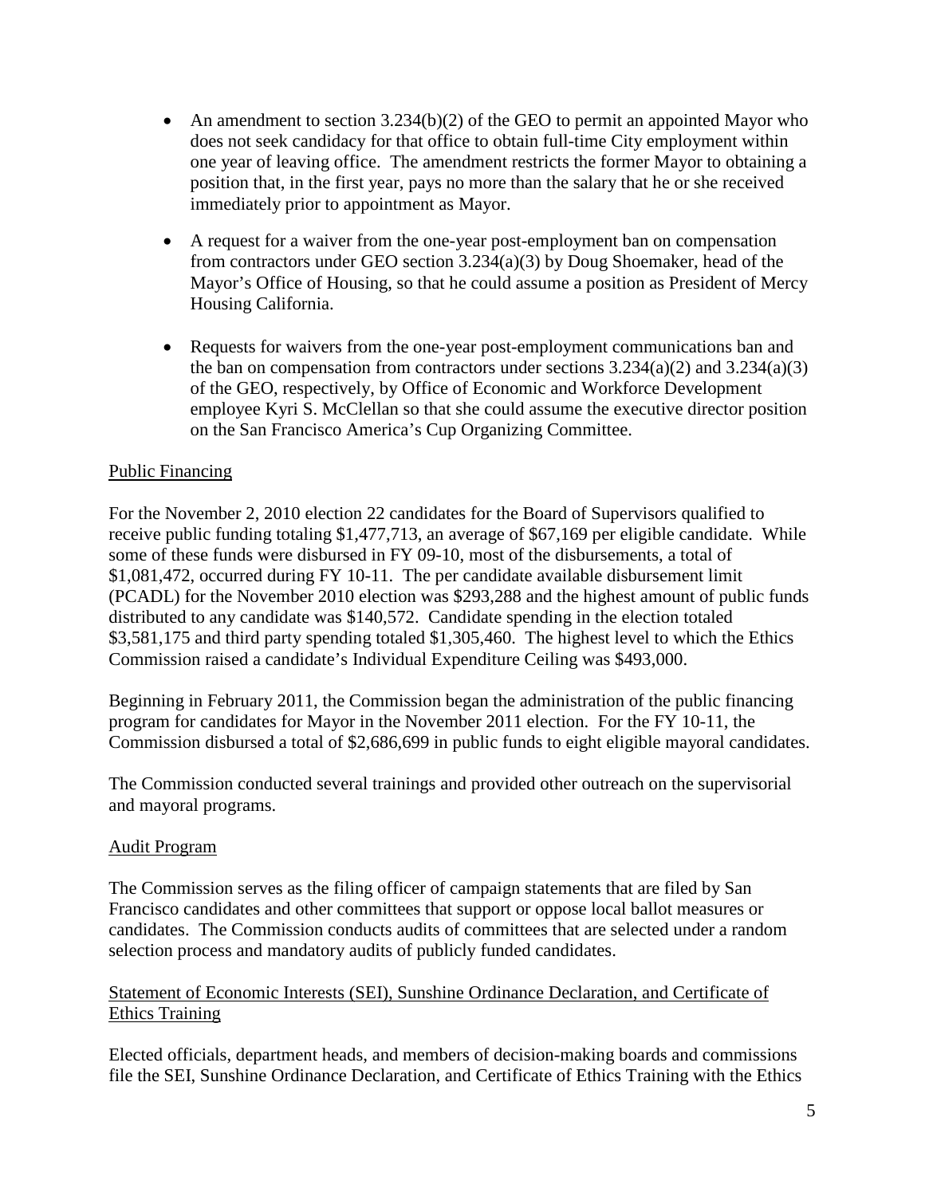- An amendment to section 3.234(b)(2) of the GEO to permit an appointed Mayor who does not seek candidacy for that office to obtain full-time City employment within one year of leaving office. The amendment restricts the former Mayor to obtaining a position that, in the first year, pays no more than the salary that he or she received immediately prior to appointment as Mayor.

- A request for a waiver from the one-year post-employment ban on compensation from contractors under GEO section 3.234(a)(3) by Doug Shoemaker, head of the Mayor's Office of Housing, so that he could assume a position as President of Mercy Housing California.

- Requests for waivers from the one-year post-employment communications ban and the ban on compensation from contractors under sections 3.234(a)(2) and 3.234(a)(3) of the GEO, respectively, by Office of Economic and Workforce Development employee Kyri S. McClellan so that she could assume the executive director position on the San Francisco America's Cup Organizing Committee.

## Public Financing

For the November 2, 2010 election 22 candidates for the Board of Supervisors qualified to receive public funding totaling $1,477,713, an average of $67,169 per eligible candidate. While some of these funds were disbursed in FY 09-10, most of the disbursements, a total of $1,081,472, occurred during FY 10-11. The per candidate available disbursement limit (PCADL) for the November 2010 election was $293,288 and the highest amount of public funds distributed to any candidate was $140,572. Candidate spending in the election totaled $3,581,175 and third party spending totaled $1,305,460. The highest level to which the Ethics Commission raised a candidate's Individual Expenditure Ceiling was $493,000.

Beginning in February 2011, the Commission began the administration of the public financing program for candidates for Mayor in the November 2011 election. For the FY 10-11, the Commission disbursed a total of $2,686,699 in public funds to eight eligible mayoral candidates.

The Commission conducted several trainings and provided other outreach on the supervisorial and mayoral programs.

## Audit Program

The Commission serves as the filing officer of campaign statements that are filed by San Francisco candidates and other committees that support or oppose local ballot measures or candidates. The Commission conducts audits of committees that are selected under a random selection process and mandatory audits of publicly funded candidates.

## Statement of Economic Interests (SEI), Sunshine Ordinance Declaration, and Certificate of Ethics Training

Elected officials, department heads, and members of decision-making boards and commissions file the SEI, Sunshine Ordinance Declaration, and Certificate of Ethics Training with the Ethics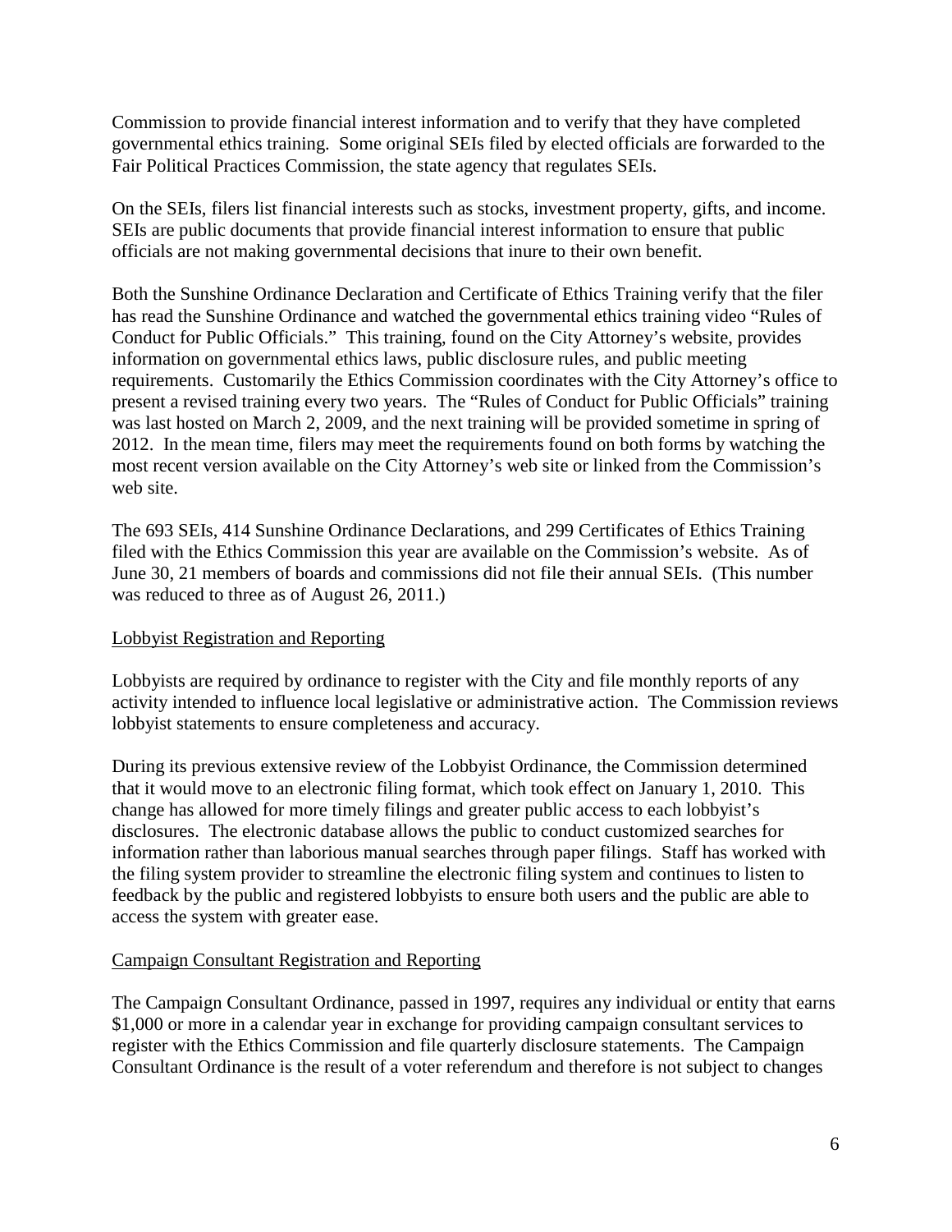Commission to provide financial interest information and to verify that they have completed governmental ethics training. Some original SEIs filed by elected officials are forwarded to the Fair Political Practices Commission, the state agency that regulates SEIs.

On the SEIs, filers list financial interests such as stocks, investment property, gifts, and income. SEIs are public documents that provide financial interest information to ensure that public officials are not making governmental decisions that inure to their own benefit.

Both the Sunshine Ordinance Declaration and Certificate of Ethics Training verify that the filer has read the Sunshine Ordinance and watched the governmental ethics training video "Rules of Conduct for Public Officials." This training, found on the City Attorney's website, provides information on governmental ethics laws, public disclosure rules, and public meeting requirements. Customarily the Ethics Commission coordinates with the City Attorney's office to present a revised training every two years. The "Rules of Conduct for Public Officials" training was last hosted on March 2, 2009, and the next training will be provided sometime in spring of 2012. In the mean time, filers may meet the requirements found on both forms by watching the most recent version available on the City Attorney's web site or linked from the Commission's web site.

The 693 SEIs, 414 Sunshine Ordinance Declarations, and 299 Certificates of Ethics Training filed with the Ethics Commission this year are available on the Commission's website. As of June 30, 21 members of boards and commissions did not file their annual SEIs. (This number was reduced to three as of August 26, 2011.)

## Lobbyist Registration and Reporting

Lobbyists are required by ordinance to register with the City and file monthly reports of any activity intended to influence local legislative or administrative action. The Commission reviews lobbyist statements to ensure completeness and accuracy.

During its previous extensive review of the Lobbyist Ordinance, the Commission determined that it would move to an electronic filing format, which took effect on January 1, 2010. This change has allowed for more timely filings and greater public access to each lobbyist's disclosures. The electronic database allows the public to conduct customized searches for information rather than laborious manual searches through paper filings. Staff has worked with the filing system provider to streamline the electronic filing system and continues to listen to feedback by the public and registered lobbyists to ensure both users and the public are able to access the system with greater ease.

## Campaign Consultant Registration and Reporting

The Campaign Consultant Ordinance, passed in 1997, requires any individual or entity that earns $1,000 or more in a calendar year in exchange for providing campaign consultant services to register with the Ethics Commission and file quarterly disclosure statements. The Campaign Consultant Ordinance is the result of a voter referendum and therefore is not subject to changes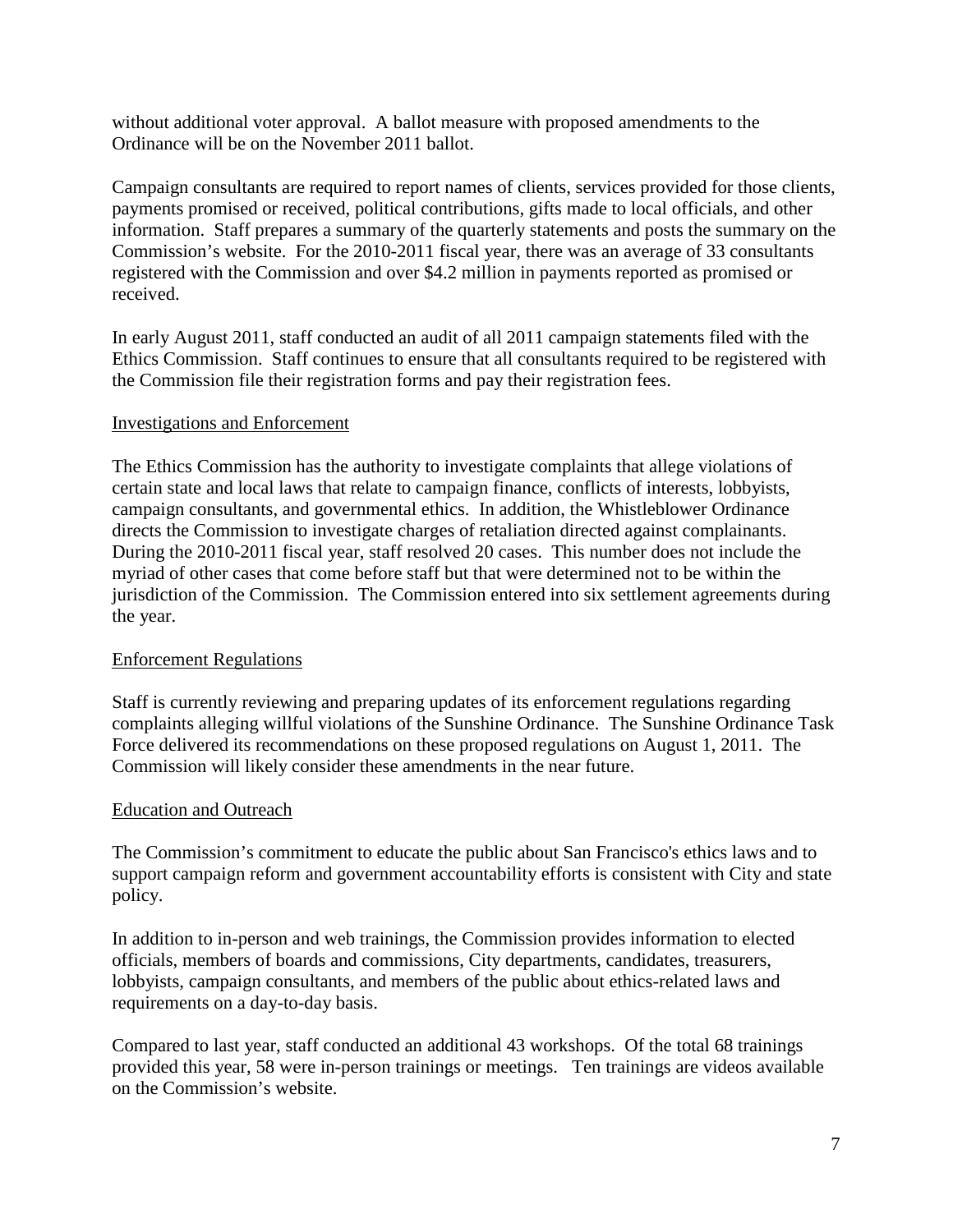without additional voter approval. A ballot measure with proposed amendments to the Ordinance will be on the November 2011 ballot.

Campaign consultants are required to report names of clients, services provided for those clients, payments promised or received, political contributions, gifts made to local officials, and other information. Staff prepares a summary of the quarterly statements and posts the summary on the Commission's website. For the 2010-2011 fiscal year, there was an average of 33 consultants registered with the Commission and over $4.2 million in payments reported as promised or received.

In early August 2011, staff conducted an audit of all 2011 campaign statements filed with the Ethics Commission. Staff continues to ensure that all consultants required to be registered with the Commission file their registration forms and pay their registration fees.

### Investigations and Enforcement

The Ethics Commission has the authority to investigate complaints that allege violations of certain state and local laws that relate to campaign finance, conflicts of interests, lobbyists, campaign consultants, and governmental ethics. In addition, the Whistleblower Ordinance directs the Commission to investigate charges of retaliation directed against complainants. During the 2010-2011 fiscal year, staff resolved 20 cases. This number does not include the myriad of other cases that come before staff but that were determined not to be within the jurisdiction of the Commission. The Commission entered into six settlement agreements during the year.

### Enforcement Regulations

Staff is currently reviewing and preparing updates of its enforcement regulations regarding complaints alleging willful violations of the Sunshine Ordinance. The Sunshine Ordinance Task Force delivered its recommendations on these proposed regulations on August 1, 2011. The Commission will likely consider these amendments in the near future.

### Education and Outreach

The Commission's commitment to educate the public about San Francisco's ethics laws and to support campaign reform and government accountability efforts is consistent with City and state policy.

In addition to in-person and web trainings, the Commission provides information to elected officials, members of boards and commissions, City departments, candidates, treasurers, lobbyists, campaign consultants, and members of the public about ethics-related laws and requirements on a day-to-day basis.

Compared to last year, staff conducted an additional 43 workshops. Of the total 68 trainings provided this year, 58 were in-person trainings or meetings. Ten trainings are videos available on the Commission's website.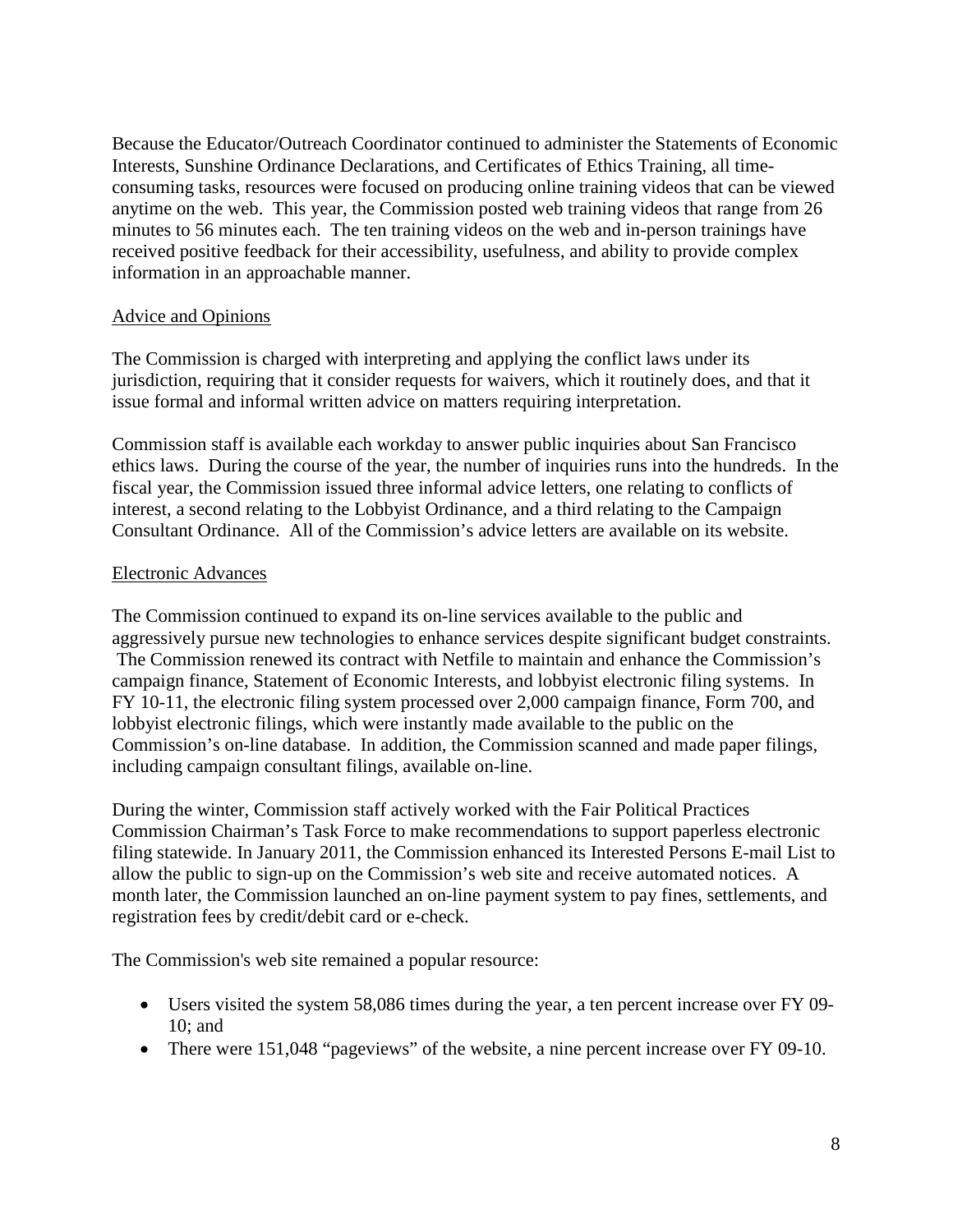Because the Educator/Outreach Coordinator continued to administer the Statements of Economic Interests, Sunshine Ordinance Declarations, and Certificates of Ethics Training, all time-consuming tasks, resources were focused on producing online training videos that can be viewed anytime on the web. This year, the Commission posted web training videos that range from 26 minutes to 56 minutes each. The ten training videos on the web and in-person trainings have received positive feedback for their accessibility, usefulness, and ability to provide complex information in an approachable manner.

<u>Advice and Opinions</u>

The Commission is charged with interpreting and applying the conflict laws under its jurisdiction, requiring that it consider requests for waivers, which it routinely does, and that it issue formal and informal written advice on matters requiring interpretation.

Commission staff is available each workday to answer public inquiries about San Francisco ethics laws. During the course of the year, the number of inquiries runs into the hundreds. In the fiscal year, the Commission issued three informal advice letters, one relating to conflicts of interest, a second relating to the Lobbyist Ordinance, and a third relating to the Campaign Consultant Ordinance. All of the Commission's advice letters are available on its website.

<u>Electronic Advances</u>

The Commission continued to expand its on-line services available to the public and aggressively pursue new technologies to enhance services despite significant budget constraints. The Commission renewed its contract with Netfile to maintain and enhance the Commission's campaign finance, Statement of Economic Interests, and lobbyist electronic filing systems. In FY 10-11, the electronic filing system processed over 2,000 campaign finance, Form 700, and lobbyist electronic filings, which were instantly made available to the public on the Commission's on-line database. In addition, the Commission scanned and made paper filings, including campaign consultant filings, available on-line.

During the winter, Commission staff actively worked with the Fair Political Practices Commission Chairman's Task Force to make recommendations to support paperless electronic filing statewide. In January 2011, the Commission enhanced its Interested Persons E-mail List to allow the public to sign-up on the Commission's web site and receive automated notices. A month later, the Commission launched an on-line payment system to pay fines, settlements, and registration fees by credit/debit card or e-check.

The Commission's web site remained a popular resource:

- Users visited the system 58,086 times during the year, a ten percent increase over FY 09-10; and
- There were 151,048 "pageviews" of the website, a nine percent increase over FY 09-10.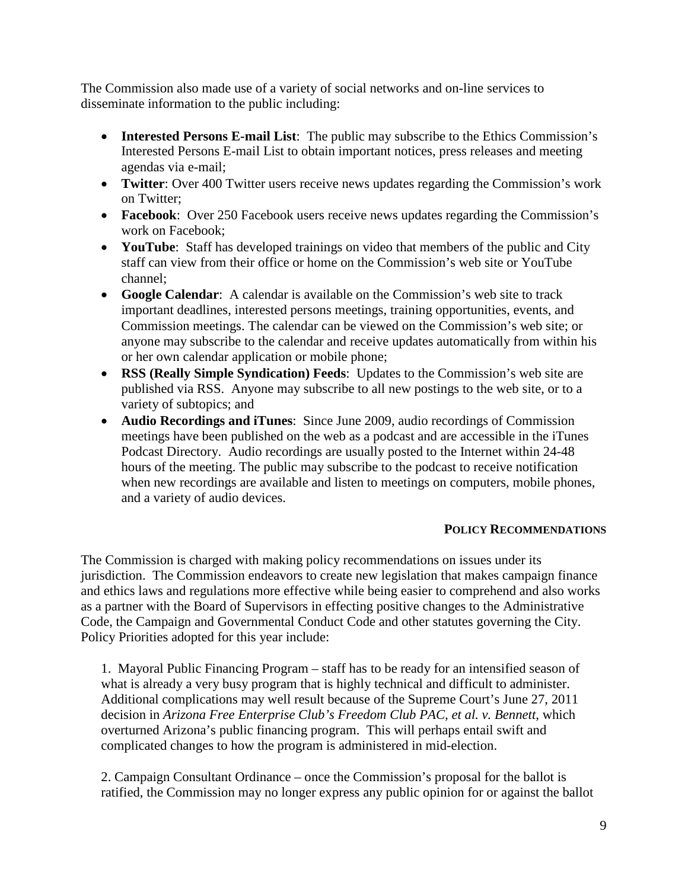The Commission also made use of a variety of social networks and on-line services to disseminate information to the public including:

- **Interested Persons E-mail List**: The public may subscribe to the Ethics Commission's Interested Persons E-mail List to obtain important notices, press releases and meeting agendas via e-mail;
- **Twitter**: Over 400 Twitter users receive news updates regarding the Commission's work on Twitter;
- **Facebook**: Over 250 Facebook users receive news updates regarding the Commission's work on Facebook;
- **YouTube**: Staff has developed trainings on video that members of the public and City staff can view from their office or home on the Commission's web site or YouTube channel;
- **Google Calendar**: A calendar is available on the Commission's web site to track important deadlines, interested persons meetings, training opportunities, events, and Commission meetings. The calendar can be viewed on the Commission's web site; or anyone may subscribe to the calendar and receive updates automatically from within his or her own calendar application or mobile phone;
- **RSS (Really Simple Syndication) Feeds**: Updates to the Commission's web site are published via RSS. Anyone may subscribe to all new postings to the web site, or to a variety of subtopics; and
- **Audio Recordings and iTunes**: Since June 2009, audio recordings of Commission meetings have been published on the web as a podcast and are accessible in the iTunes Podcast Directory. Audio recordings are usually posted to the Internet within 24-48 hours of the meeting. The public may subscribe to the podcast to receive notification when new recordings are available and listen to meetings on computers, mobile phones, and a variety of audio devices.

## POLICY RECOMMENDATIONS

The Commission is charged with making policy recommendations on issues under its jurisdiction. The Commission endeavors to create new legislation that makes campaign finance and ethics laws and regulations more effective while being easier to comprehend and also works as a partner with the Board of Supervisors in effecting positive changes to the Administrative Code, the Campaign and Governmental Conduct Code and other statutes governing the City. Policy Priorities adopted for this year include:

1. Mayoral Public Financing Program – staff has to be ready for an intensified season of what is already a very busy program that is highly technical and difficult to administer. Additional complications may well result because of the Supreme Court's June 27, 2011 decision in *Arizona Free Enterprise Club's Freedom Club PAC, et al. v. Bennett*, which overturned Arizona's public financing program. This will perhaps entail swift and complicated changes to how the program is administered in mid-election.

2. Campaign Consultant Ordinance – once the Commission's proposal for the ballot is ratified, the Commission may no longer express any public opinion for or against the ballot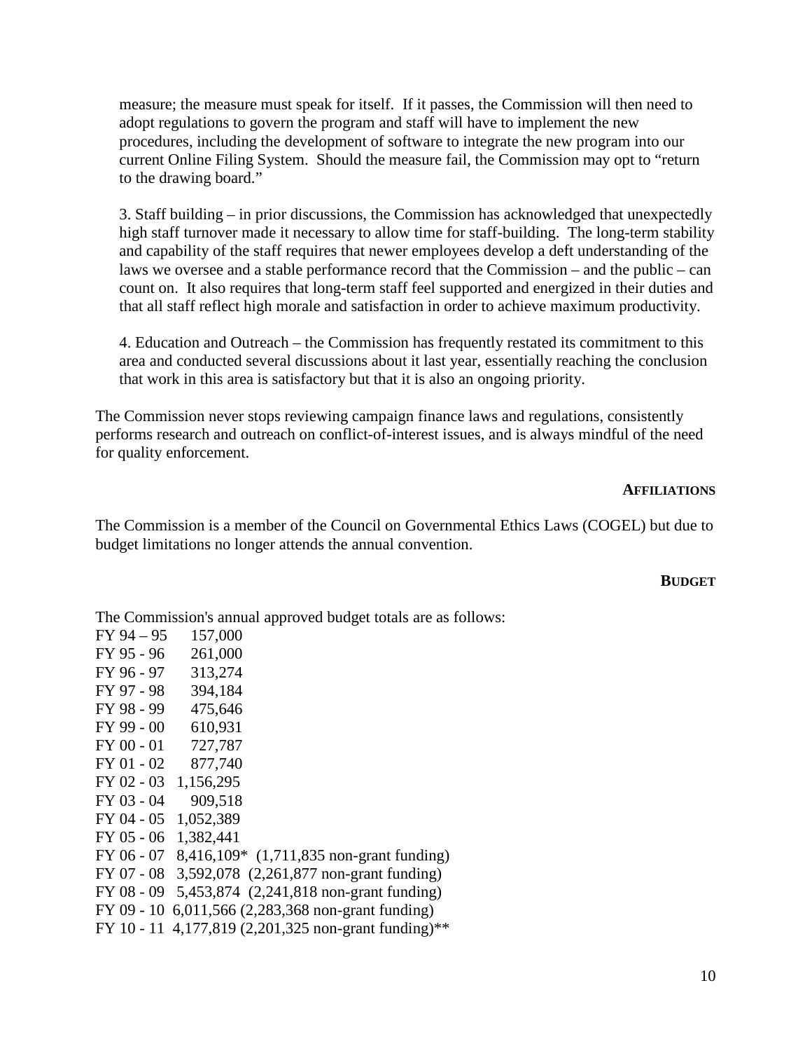measure; the measure must speak for itself. If it passes, the Commission will then need to adopt regulations to govern the program and staff will have to implement the new procedures, including the development of software to integrate the new program into our current Online Filing System. Should the measure fail, the Commission may opt to "return to the drawing board."

3. Staff building – in prior discussions, the Commission has acknowledged that unexpectedly high staff turnover made it necessary to allow time for staff-building. The long-term stability and capability of the staff requires that newer employees develop a deft understanding of the laws we oversee and a stable performance record that the Commission – and the public – can count on. It also requires that long-term staff feel supported and energized in their duties and that all staff reflect high morale and satisfaction in order to achieve maximum productivity.

4. Education and Outreach – the Commission has frequently restated its commitment to this area and conducted several discussions about it last year, essentially reaching the conclusion that work in this area is satisfactory but that it is also an ongoing priority.

The Commission never stops reviewing campaign finance laws and regulations, consistently performs research and outreach on conflict-of-interest issues, and is always mindful of the need for quality enforcement.

## AFFILIATIONS

The Commission is a member of the Council on Governmental Ethics Laws (COGEL) but due to budget limitations no longer attends the annual convention.

## BUDGET

The Commission's annual approved budget totals are as follows:

FY 94 – 95 157,000
FY 95 - 96 261,000
FY 96 - 97 313,274
FY 97 - 98 394,184
FY 98 - 99 475,646
FY 99 - 00 610,931
FY 00 - 01 727,787
FY 01 - 02 877,740
FY 02 - 03 1,156,295
FY 03 - 04 909,518
FY 04 - 05 1,052,389
FY 05 - 06 1,382,441
FY 06 - 07 8,416,109* (1,711,835 non-grant funding)
FY 07 - 08 3,592,078 (2,261,877 non-grant funding)
FY 08 - 09 5,453,874 (2,241,818 non-grant funding)
FY 09 - 10 6,011,566 (2,283,368 non-grant funding)
FY 10 - 11 4,177,819 (2,201,325 non-grant funding)**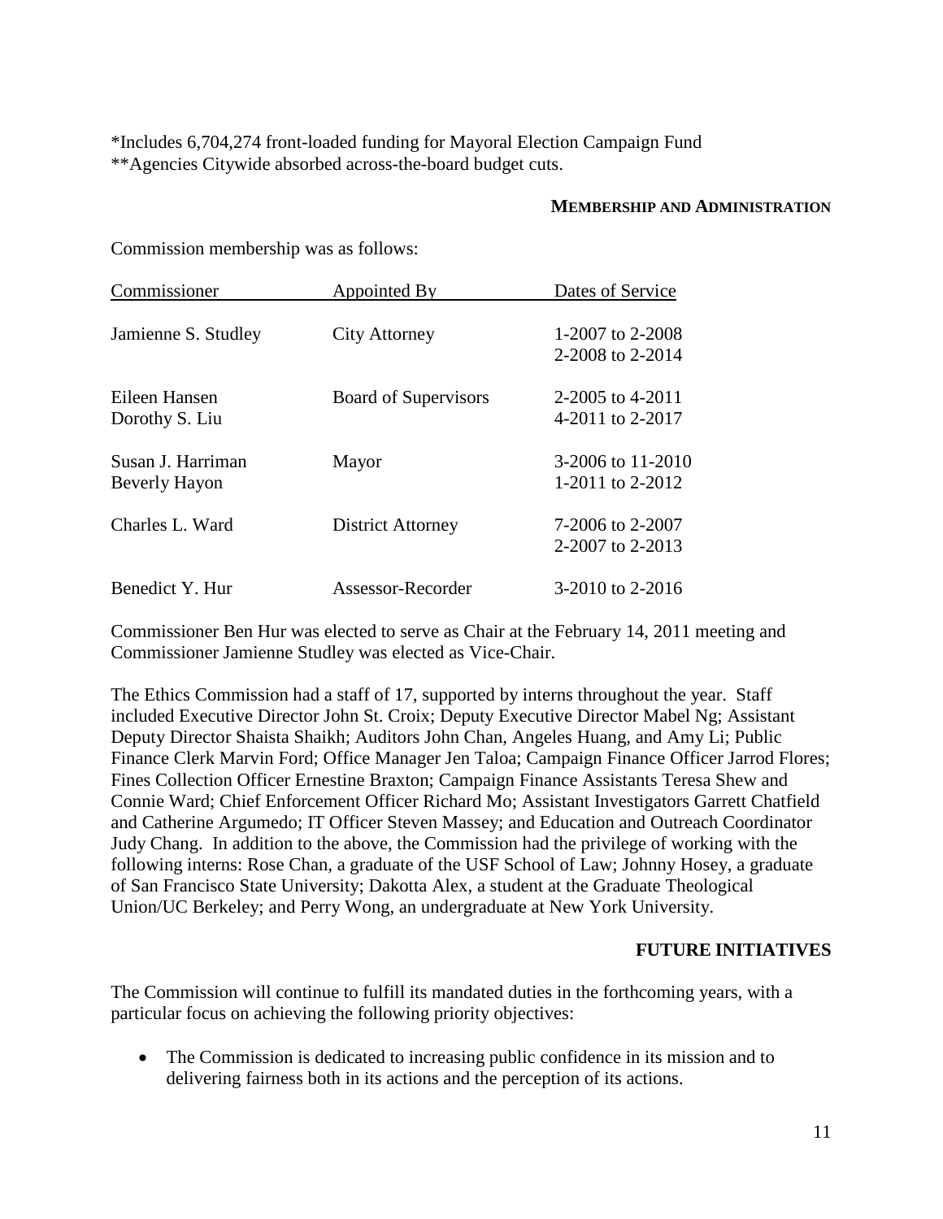*Includes 6,704,274 front-loaded funding for Mayoral Election Campaign Fund
**Agencies Citywide absorbed across-the-board budget cuts.

## MEMBERSHIP AND ADMINISTRATION

Commission membership was as follows:

| Commissioner | Appointed By | Dates of Service |
|---|---|---|
| Jamienne S. Studley | City Attorney | 1-2007 to 2-2008<br>2-2008 to 2-2014 |
| Eileen Hansen<br>Dorothy S. Liu | Board of Supervisors | 2-2005 to 4-2011<br>4-2011 to 2-2017 |
| Susan J. Harriman<br>Beverly Hayon | Mayor | 3-2006 to 11-2010<br>1-2011 to 2-2012 |
| Charles L. Ward | District Attorney | 7-2006 to 2-2007<br>2-2007 to 2-2013 |
| Benedict Y. Hur | Assessor-Recorder | 3-2010 to 2-2016 |

Commissioner Ben Hur was elected to serve as Chair at the February 14, 2011 meeting and Commissioner Jamienne Studley was elected as Vice-Chair.

The Ethics Commission had a staff of 17, supported by interns throughout the year. Staff included Executive Director John St. Croix; Deputy Executive Director Mabel Ng; Assistant Deputy Director Shaista Shaikh; Auditors John Chan, Angeles Huang, and Amy Li; Public Finance Clerk Marvin Ford; Office Manager Jen Taloa; Campaign Finance Officer Jarrod Flores; Fines Collection Officer Ernestine Braxton; Campaign Finance Assistants Teresa Shew and Connie Ward; Chief Enforcement Officer Richard Mo; Assistant Investigators Garrett Chatfield and Catherine Argumedo; IT Officer Steven Massey; and Education and Outreach Coordinator Judy Chang. In addition to the above, the Commission had the privilege of working with the following interns: Rose Chan, a graduate of the USF School of Law; Johnny Hosey, a graduate of San Francisco State University; Dakotta Alex, a student at the Graduate Theological Union/UC Berkeley; and Perry Wong, an undergraduate at New York University.

## FUTURE INITIATIVES

The Commission will continue to fulfill its mandated duties in the forthcoming years, with a particular focus on achieving the following priority objectives:

- The Commission is dedicated to increasing public confidence in its mission and to delivering fairness both in its actions and the perception of its actions.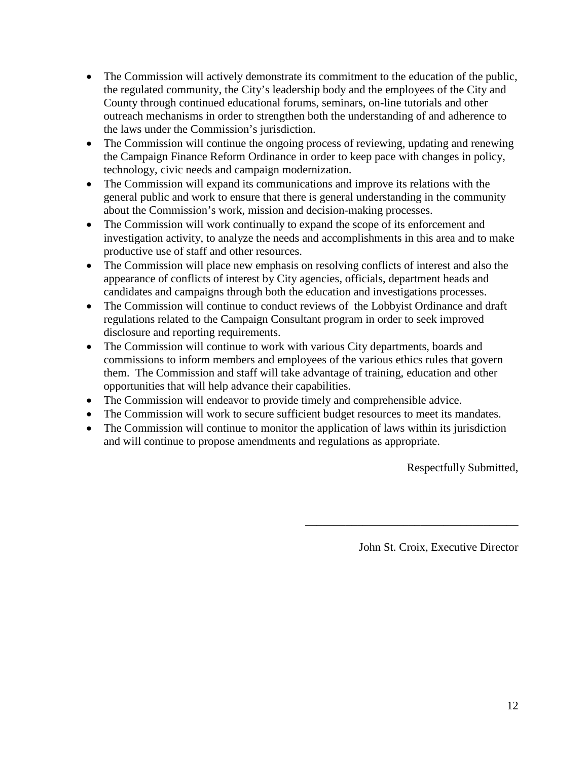- The Commission will actively demonstrate its commitment to the education of the public, the regulated community, the City's leadership body and the employees of the City and County through continued educational forums, seminars, on-line tutorials and other outreach mechanisms in order to strengthen both the understanding of and adherence to the laws under the Commission's jurisdiction.
- The Commission will continue the ongoing process of reviewing, updating and renewing the Campaign Finance Reform Ordinance in order to keep pace with changes in policy, technology, civic needs and campaign modernization.
- The Commission will expand its communications and improve its relations with the general public and work to ensure that there is general understanding in the community about the Commission's work, mission and decision-making processes.
- The Commission will work continually to expand the scope of its enforcement and investigation activity, to analyze the needs and accomplishments in this area and to make productive use of staff and other resources.
- The Commission will place new emphasis on resolving conflicts of interest and also the appearance of conflicts of interest by City agencies, officials, department heads and candidates and campaigns through both the education and investigations processes.
- The Commission will continue to conduct reviews of the Lobbyist Ordinance and draft regulations related to the Campaign Consultant program in order to seek improved disclosure and reporting requirements.
- The Commission will continue to work with various City departments, boards and commissions to inform members and employees of the various ethics rules that govern them. The Commission and staff will take advantage of training, education and other opportunities that will help advance their capabilities.
- The Commission will endeavor to provide timely and comprehensible advice.
- The Commission will work to secure sufficient budget resources to meet its mandates.
- The Commission will continue to monitor the application of laws within its jurisdiction and will continue to propose amendments and regulations as appropriate.

Respectfully Submitted,

\_\_\_\_\_\_\_\_\_\_\_\_\_\_\_\_\_\_\_\_\_\_\_\_\_\_\_\_\_\_\_\_\_\_\_\_\_

John St. Croix, Executive Director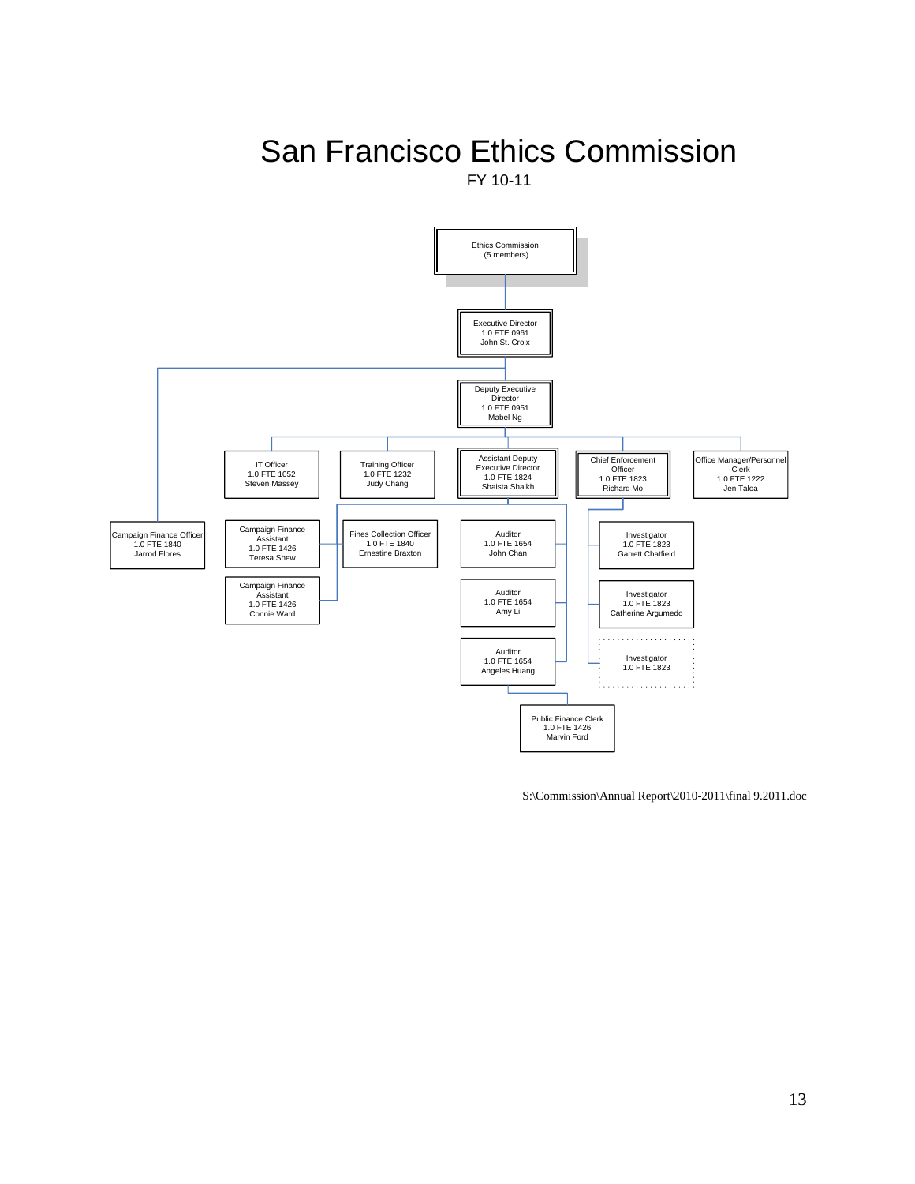# San Francisco Ethics Commission

FY 10-11

Ethics Commission
(5 members)

Executive Director
1.0 FTE 0961
John St. Croix

Deputy Executive Director
1.0 FTE 0951
Mabel Ng

Campaign Finance Officer
1.0 FTE 1840
Jarrod Flores

IT Officer
1.0 FTE 1052
Steven Massey

Training Officer
1.0 FTE 1232
Judy Chang

Assistant Deputy Executive Director
1.0 FTE 1824
Shaista Shaikh

Chief Enforcement Officer
1.0 FTE 1823
Richard Mo

Office Manager/Personnel Clerk
1.0 FTE 1222
Jen Taloa

Campaign Finance Assistant
1.0 FTE 1426
Teresa Shew

Campaign Finance Assistant
1.0 FTE 1426
Connie Ward

Fines Collection Officer
1.0 FTE 1840
Ernestine Braxton

Auditor
1.0 FTE 1654
John Chan

Auditor
1.0 FTE 1654
Amy Li

Auditor
1.0 FTE 1654
Angeles Huang

Public Finance Clerk
1.0 FTE 1426
Marvin Ford

Investigator
1.0 FTE 1823
Garrett Chatfield

Investigator
1.0 FTE 1823
Catherine Argumedo

Investigator
1.0 FTE 1823

S:\Commission\Annual Report\2010-2011\final 9.2011.doc